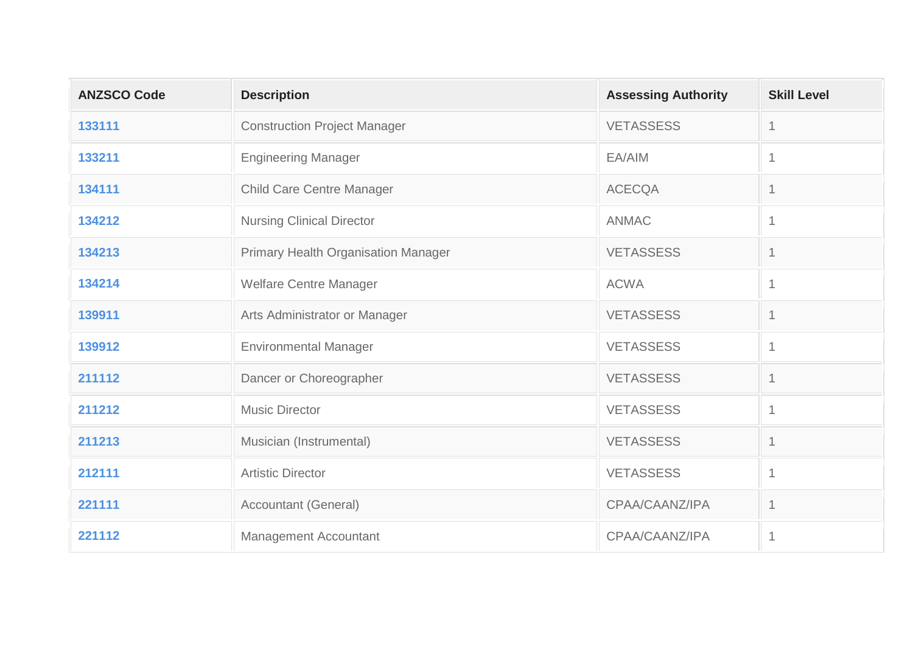| ANZSCO Code | Description | Assessing Authority | Skill Level |
|---|---|---|---|
| 133111 | Construction Project Manager | VETASSESS | 1 |
| 133211 | Engineering Manager | EA/AIM | 1 |
| 134111 | Child Care Centre Manager | ACECQA | 1 |
| 134212 | Nursing Clinical Director | ANMAC | 1 |
| 134213 | Primary Health Organisation Manager | VETASSESS | 1 |
| 134214 | Welfare Centre Manager | ACWA | 1 |
| 139911 | Arts Administrator or Manager | VETASSESS | 1 |
| 139912 | Environmental Manager | VETASSESS | 1 |
| 211112 | Dancer or Choreographer | VETASSESS | 1 |
| 211212 | Music Director | VETASSESS | 1 |
| 211213 | Musician (Instrumental) | VETASSESS | 1 |
| 212111 | Artistic Director | VETASSESS | 1 |
| 221111 | Accountant (General) | CPAA/CAANZ/IPA | 1 |
| 221112 | Management Accountant | CPAA/CAANZ/IPA | 1 |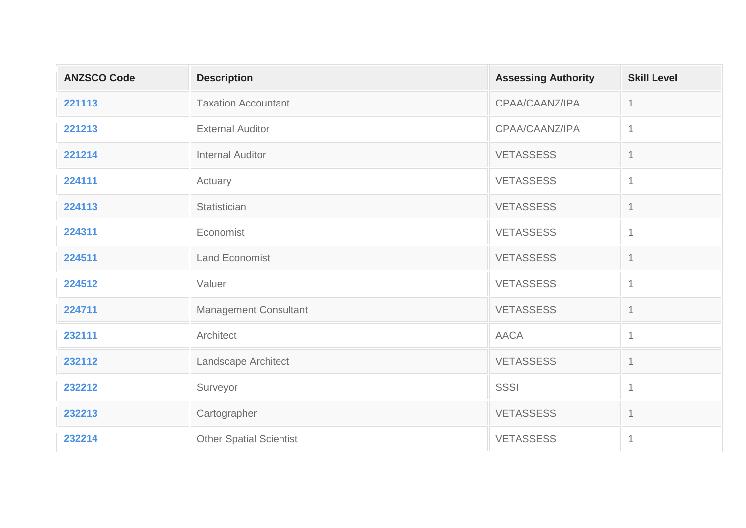| ANZSCO Code | Description | Assessing Authority | Skill Level |
|---|---|---|---|
| 221113 | Taxation Accountant | CPAA/CAANZ/IPA | 1 |
| 221213 | External Auditor | CPAA/CAANZ/IPA | 1 |
| 221214 | Internal Auditor | VETASSESS | 1 |
| 224111 | Actuary | VETASSESS | 1 |
| 224113 | Statistician | VETASSESS | 1 |
| 224311 | Economist | VETASSESS | 1 |
| 224511 | Land Economist | VETASSESS | 1 |
| 224512 | Valuer | VETASSESS | 1 |
| 224711 | Management Consultant | VETASSESS | 1 |
| 232111 | Architect | AACA | 1 |
| 232112 | Landscape Architect | VETASSESS | 1 |
| 232212 | Surveyor | SSSI | 1 |
| 232213 | Cartographer | VETASSESS | 1 |
| 232214 | Other Spatial Scientist | VETASSESS | 1 |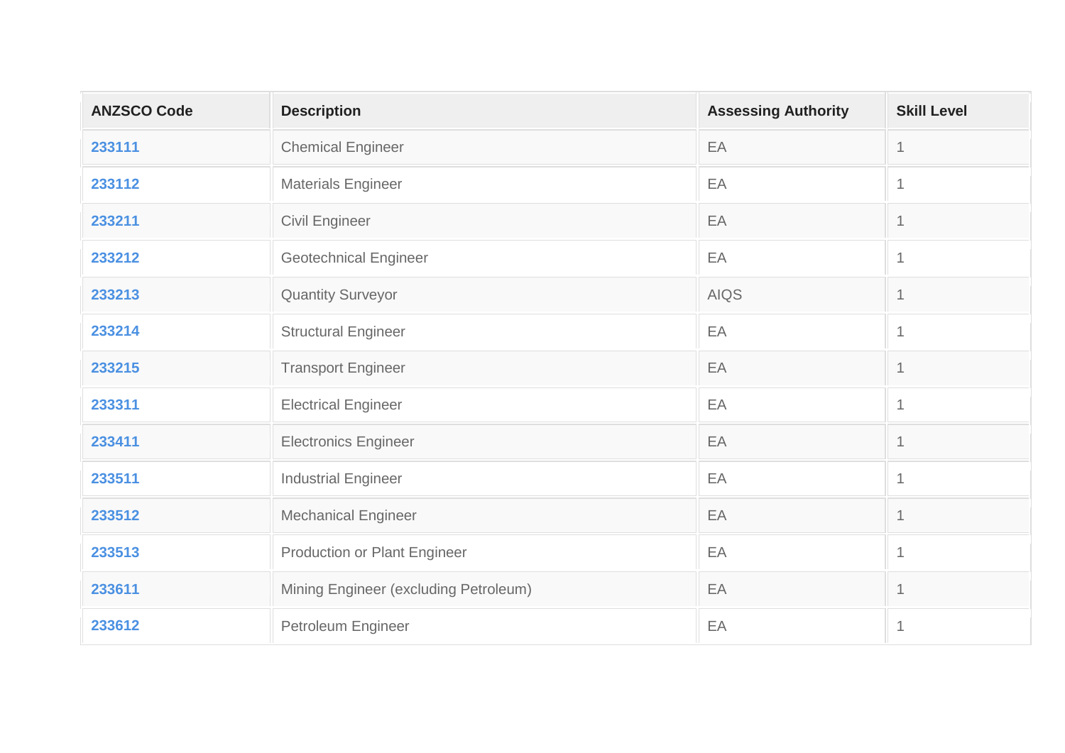| ANZSCO Code | Description | Assessing Authority | Skill Level |
|---|---|---|---|
| **233111** | Chemical Engineer | EA | 1 |
| **233112** | Materials Engineer | EA | 1 |
| **233211** | Civil Engineer | EA | 1 |
| **233212** | Geotechnical Engineer | EA | 1 |
| **233213** | Quantity Surveyor | AIQS | 1 |
| **233214** | Structural Engineer | EA | 1 |
| **233215** | Transport Engineer | EA | 1 |
| **233311** | Electrical Engineer | EA | 1 |
| **233411** | Electronics Engineer | EA | 1 |
| **233511** | Industrial Engineer | EA | 1 |
| **233512** | Mechanical Engineer | EA | 1 |
| **233513** | Production or Plant Engineer | EA | 1 |
| **233611** | Mining Engineer (excluding Petroleum) | EA | 1 |
| **233612** | Petroleum Engineer | EA | 1 |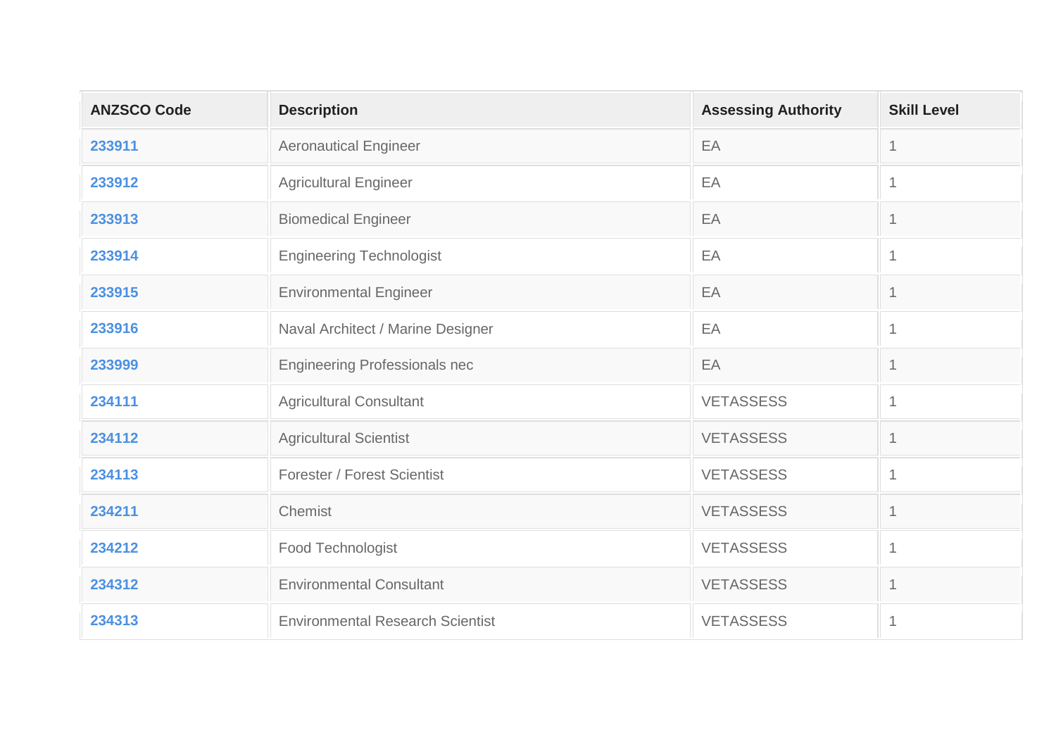| ANZSCO Code | Description | Assessing Authority | Skill Level |
| --- | --- | --- | --- |
| 233911 | Aeronautical Engineer | EA | 1 |
| 233912 | Agricultural Engineer | EA | 1 |
| 233913 | Biomedical Engineer | EA | 1 |
| 233914 | Engineering Technologist | EA | 1 |
| 233915 | Environmental Engineer | EA | 1 |
| 233916 | Naval Architect / Marine Designer | EA | 1 |
| 233999 | Engineering Professionals nec | EA | 1 |
| 234111 | Agricultural Consultant | VETASSESS | 1 |
| 234112 | Agricultural Scientist | VETASSESS | 1 |
| 234113 | Forester / Forest Scientist | VETASSESS | 1 |
| 234211 | Chemist | VETASSESS | 1 |
| 234212 | Food Technologist | VETASSESS | 1 |
| 234312 | Environmental Consultant | VETASSESS | 1 |
| 234313 | Environmental Research Scientist | VETASSESS | 1 |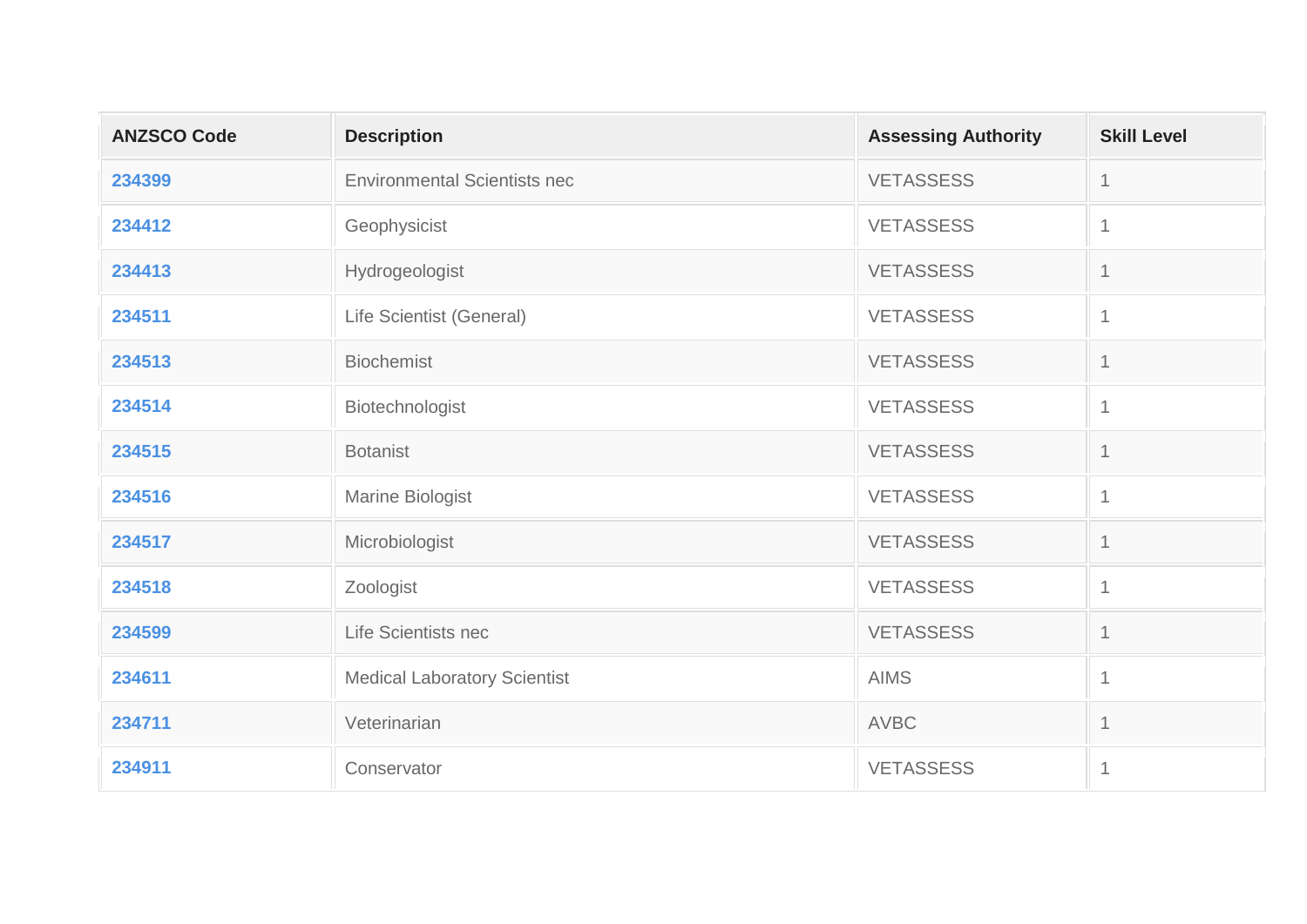| ANZSCO Code | Description | Assessing Authority | Skill Level |
|---|---|---|---|
| 234399 | Environmental Scientists nec | VETASSESS | 1 |
| 234412 | Geophysicist | VETASSESS | 1 |
| 234413 | Hydrogeologist | VETASSESS | 1 |
| 234511 | Life Scientist (General) | VETASSESS | 1 |
| 234513 | Biochemist | VETASSESS | 1 |
| 234514 | Biotechnologist | VETASSESS | 1 |
| 234515 | Botanist | VETASSESS | 1 |
| 234516 | Marine Biologist | VETASSESS | 1 |
| 234517 | Microbiologist | VETASSESS | 1 |
| 234518 | Zoologist | VETASSESS | 1 |
| 234599 | Life Scientists nec | VETASSESS | 1 |
| 234611 | Medical Laboratory Scientist | AIMS | 1 |
| 234711 | Veterinarian | AVBC | 1 |
| 234911 | Conservator | VETASSESS | 1 |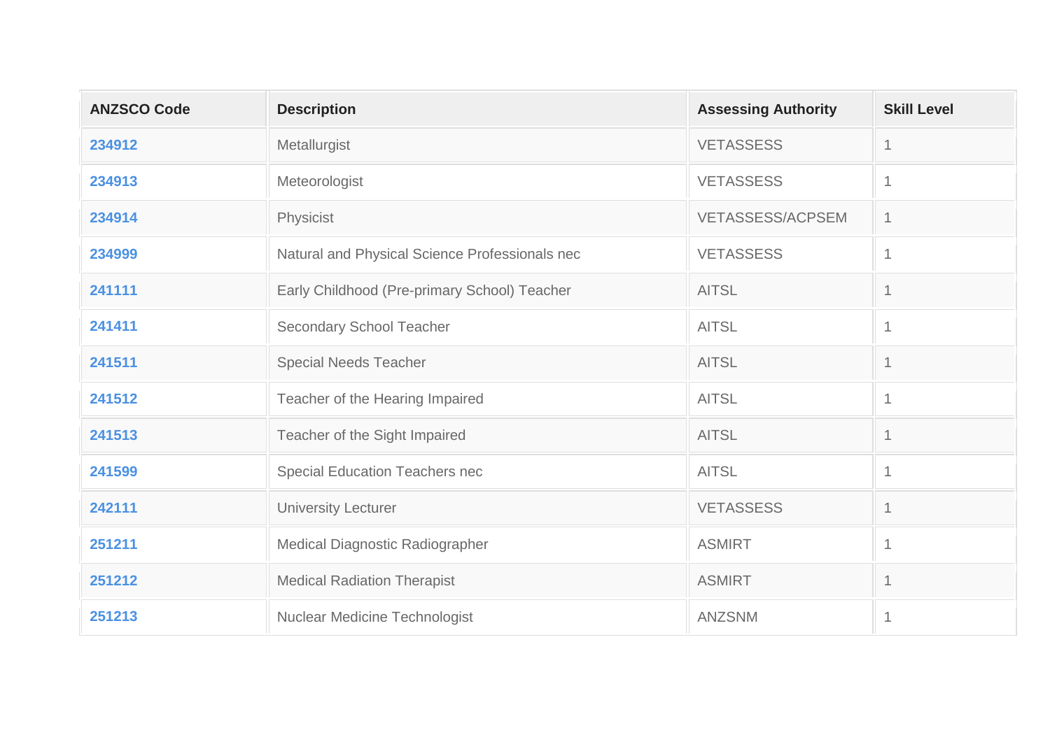| ANZSCO Code | Description | Assessing Authority | Skill Level |
| --- | --- | --- | --- |
| **234912** | Metallurgist | VETASSESS | 1 |
| **234913** | Meteorologist | VETASSESS | 1 |
| **234914** | Physicist | VETASSESS/ACPSEM | 1 |
| **234999** | Natural and Physical Science Professionals nec | VETASSESS | 1 |
| **241111** | Early Childhood (Pre-primary School) Teacher | AITSL | 1 |
| **241411** | Secondary School Teacher | AITSL | 1 |
| **241511** | Special Needs Teacher | AITSL | 1 |
| **241512** | Teacher of the Hearing Impaired | AITSL | 1 |
| **241513** | Teacher of the Sight Impaired | AITSL | 1 |
| **241599** | Special Education Teachers nec | AITSL | 1 |
| **242111** | University Lecturer | VETASSESS | 1 |
| **251211** | Medical Diagnostic Radiographer | ASMIRT | 1 |
| **251212** | Medical Radiation Therapist | ASMIRT | 1 |
| **251213** | Nuclear Medicine Technologist | ANZSNM | 1 |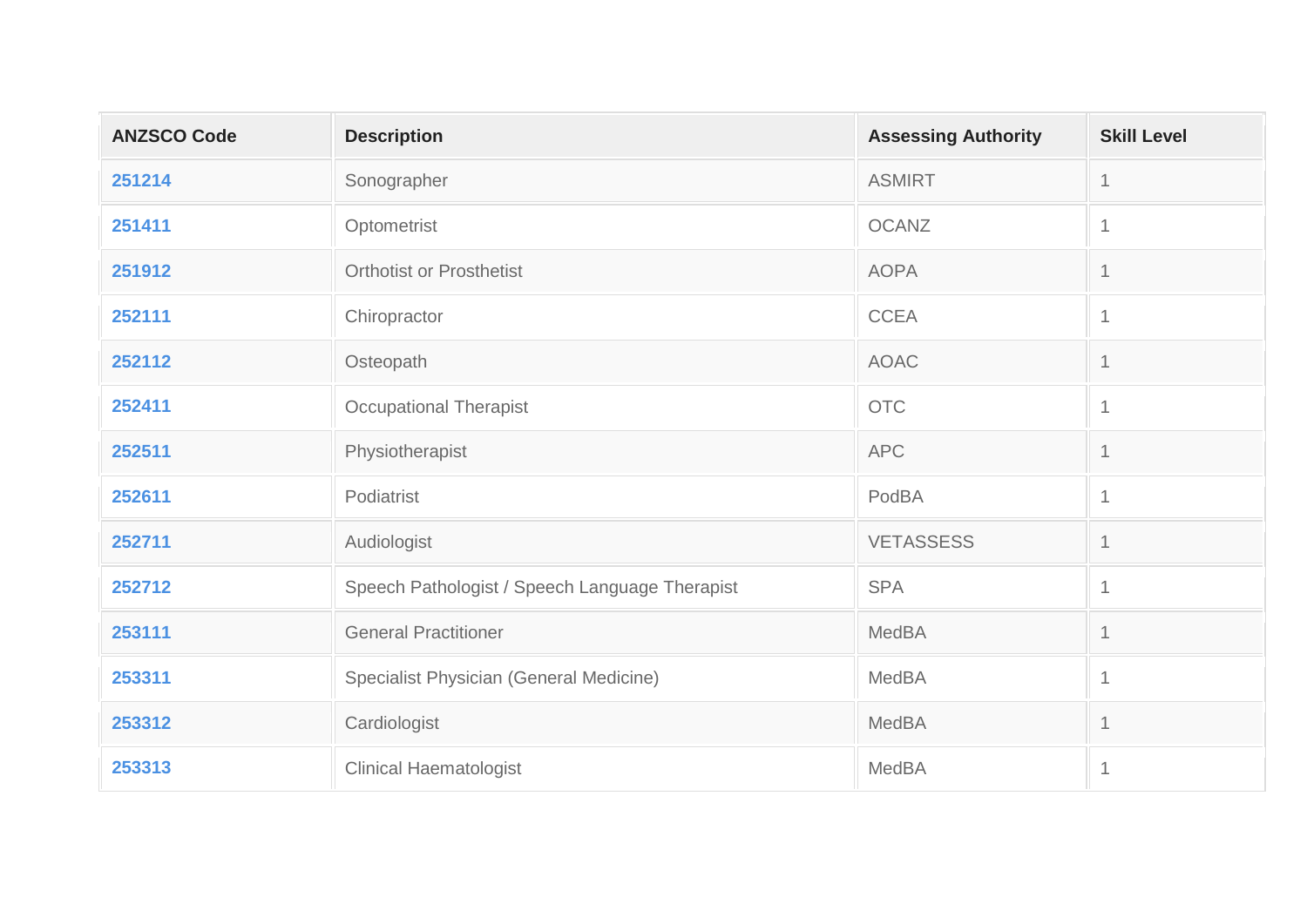| ANZSCO Code | Description | Assessing Authority | Skill Level |
|---|---|---|---|
| 251214 | Sonographer | ASMIRT | 1 |
| 251411 | Optometrist | OCANZ | 1 |
| 251912 | Orthotist or Prosthetist | AOPA | 1 |
| 252111 | Chiropractor | CCEA | 1 |
| 252112 | Osteopath | AOAC | 1 |
| 252411 | Occupational Therapist | OTC | 1 |
| 252511 | Physiotherapist | APC | 1 |
| 252611 | Podiatrist | PodBA | 1 |
| 252711 | Audiologist | VETASSESS | 1 |
| 252712 | Speech Pathologist / Speech Language Therapist | SPA | 1 |
| 253111 | General Practitioner | MedBA | 1 |
| 253311 | Specialist Physician (General Medicine) | MedBA | 1 |
| 253312 | Cardiologist | MedBA | 1 |
| 253313 | Clinical Haematologist | MedBA | 1 |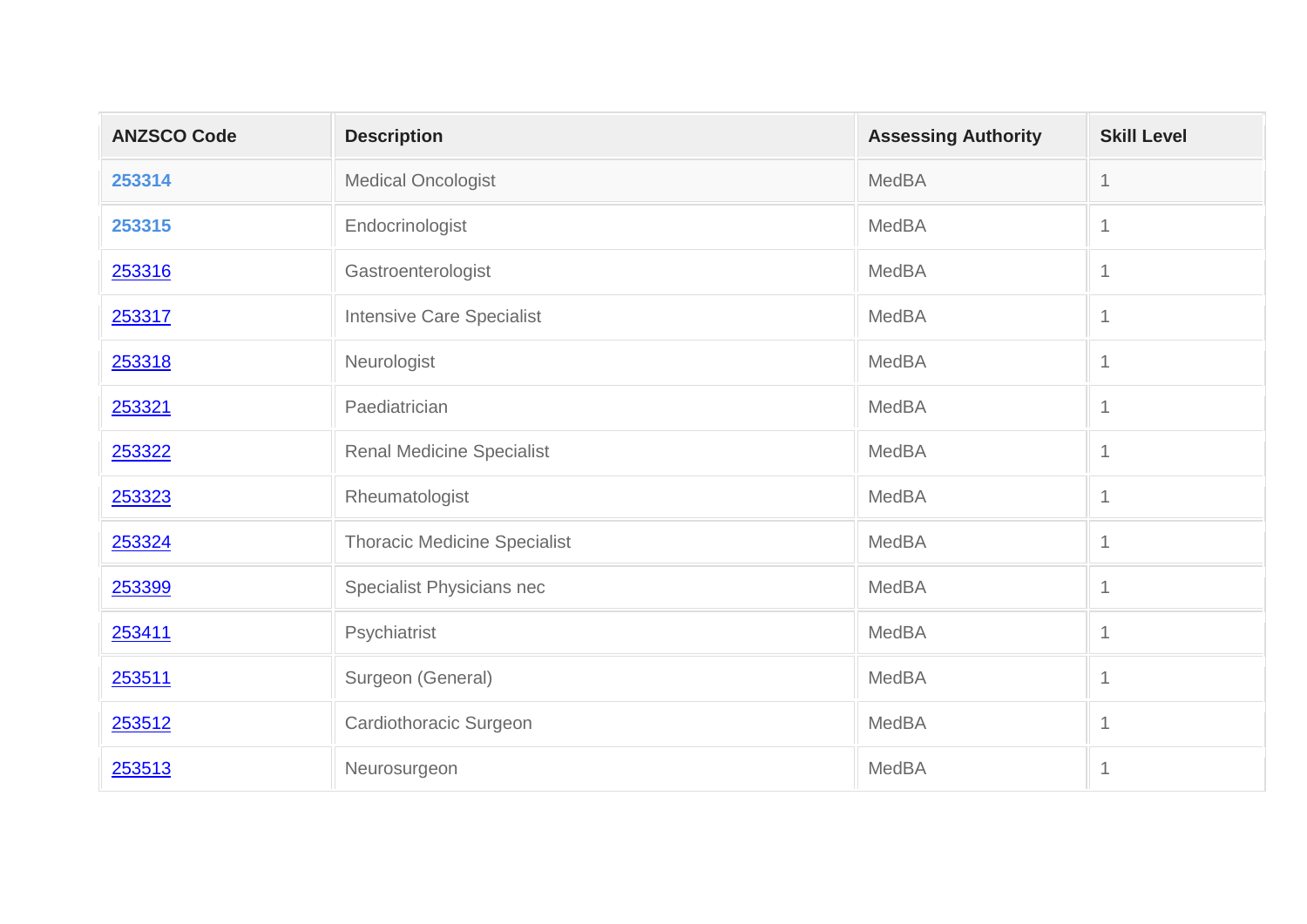| ANZSCO Code | Description | Assessing Authority | Skill Level |
| --- | --- | --- | --- |
| 253314 | Medical Oncologist | MedBA | 1 |
| 253315 | Endocrinologist | MedBA | 1 |
| 253316 | Gastroenterologist | MedBA | 1 |
| 253317 | Intensive Care Specialist | MedBA | 1 |
| 253318 | Neurologist | MedBA | 1 |
| 253321 | Paediatrician | MedBA | 1 |
| 253322 | Renal Medicine Specialist | MedBA | 1 |
| 253323 | Rheumatologist | MedBA | 1 |
| 253324 | Thoracic Medicine Specialist | MedBA | 1 |
| 253399 | Specialist Physicians nec | MedBA | 1 |
| 253411 | Psychiatrist | MedBA | 1 |
| 253511 | Surgeon (General) | MedBA | 1 |
| 253512 | Cardiothoracic Surgeon | MedBA | 1 |
| 253513 | Neurosurgeon | MedBA | 1 |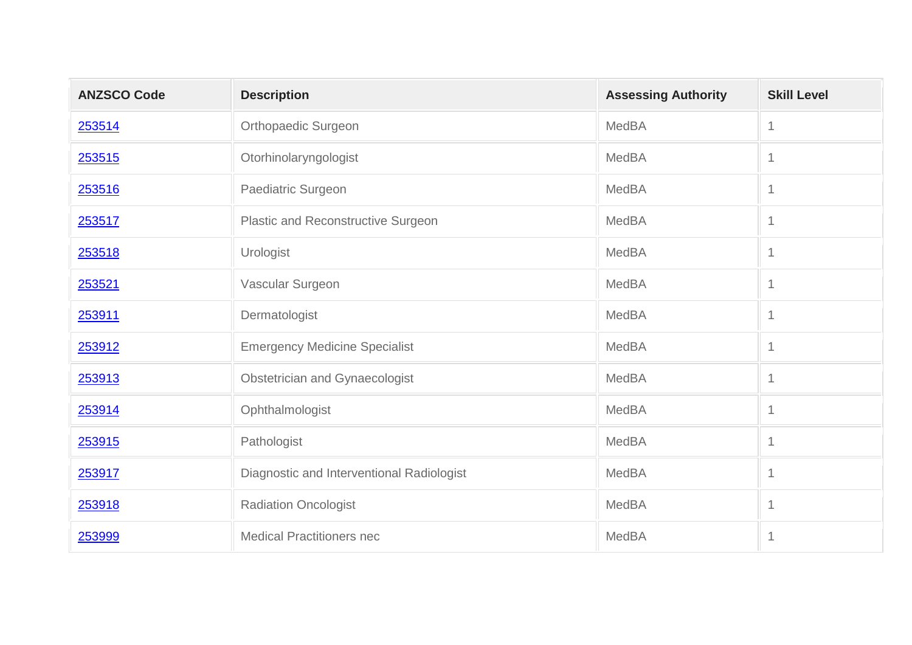| ANZSCO Code | Description | Assessing Authority | Skill Level |
|---|---|---|---|
| 253514 | Orthopaedic Surgeon | MedBA | 1 |
| 253515 | Otorhinolaryngologist | MedBA | 1 |
| 253516 | Paediatric Surgeon | MedBA | 1 |
| 253517 | Plastic and Reconstructive Surgeon | MedBA | 1 |
| 253518 | Urologist | MedBA | 1 |
| 253521 | Vascular Surgeon | MedBA | 1 |
| 253911 | Dermatologist | MedBA | 1 |
| 253912 | Emergency Medicine Specialist | MedBA | 1 |
| 253913 | Obstetrician and Gynaecologist | MedBA | 1 |
| 253914 | Ophthalmologist | MedBA | 1 |
| 253915 | Pathologist | MedBA | 1 |
| 253917 | Diagnostic and Interventional Radiologist | MedBA | 1 |
| 253918 | Radiation Oncologist | MedBA | 1 |
| 253999 | Medical Practitioners nec | MedBA | 1 |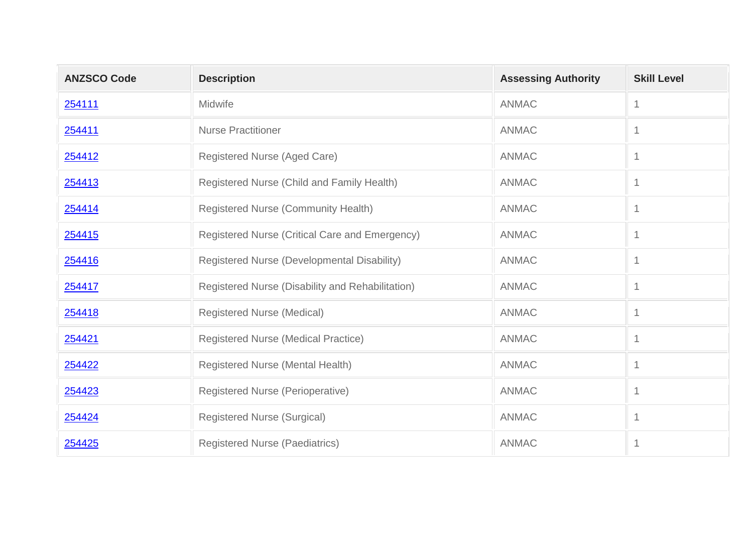| ANZSCO Code | Description | Assessing Authority | Skill Level |
|---|---|---|---|
| 254111 | Midwife | ANMAC | 1 |
| 254411 | Nurse Practitioner | ANMAC | 1 |
| 254412 | Registered Nurse (Aged Care) | ANMAC | 1 |
| 254413 | Registered Nurse (Child and Family Health) | ANMAC | 1 |
| 254414 | Registered Nurse (Community Health) | ANMAC | 1 |
| 254415 | Registered Nurse (Critical Care and Emergency) | ANMAC | 1 |
| 254416 | Registered Nurse (Developmental Disability) | ANMAC | 1 |
| 254417 | Registered Nurse (Disability and Rehabilitation) | ANMAC | 1 |
| 254418 | Registered Nurse (Medical) | ANMAC | 1 |
| 254421 | Registered Nurse (Medical Practice) | ANMAC | 1 |
| 254422 | Registered Nurse (Mental Health) | ANMAC | 1 |
| 254423 | Registered Nurse (Perioperative) | ANMAC | 1 |
| 254424 | Registered Nurse (Surgical) | ANMAC | 1 |
| 254425 | Registered Nurse (Paediatrics) | ANMAC | 1 |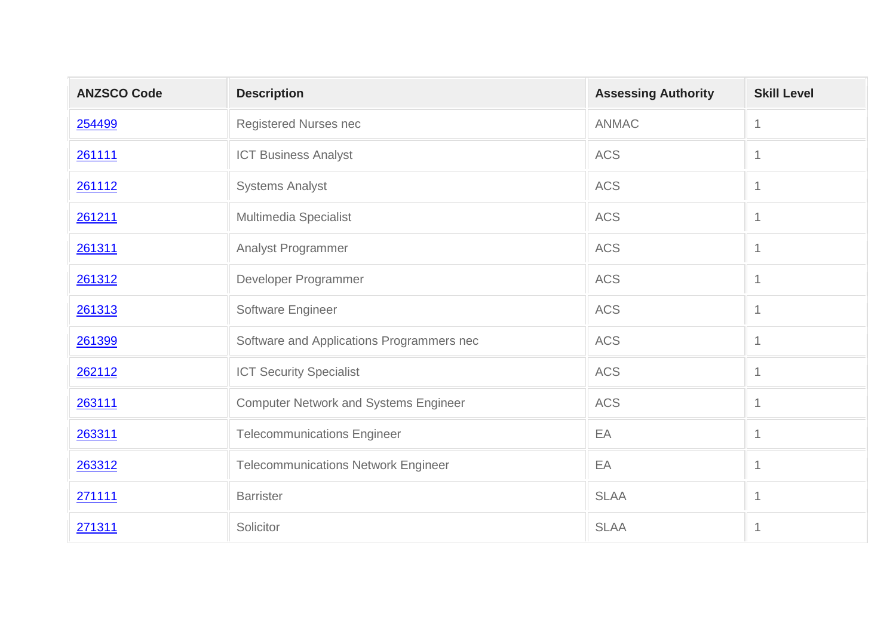| ANZSCO Code | Description | Assessing Authority | Skill Level |
|---|---|---|---|
| 254499 | Registered Nurses nec | ANMAC | 1 |
| 261111 | ICT Business Analyst | ACS | 1 |
| 261112 | Systems Analyst | ACS | 1 |
| 261211 | Multimedia Specialist | ACS | 1 |
| 261311 | Analyst Programmer | ACS | 1 |
| 261312 | Developer Programmer | ACS | 1 |
| 261313 | Software Engineer | ACS | 1 |
| 261399 | Software and Applications Programmers nec | ACS | 1 |
| 262112 | ICT Security Specialist | ACS | 1 |
| 263111 | Computer Network and Systems Engineer | ACS | 1 |
| 263311 | Telecommunications Engineer | EA | 1 |
| 263312 | Telecommunications Network Engineer | EA | 1 |
| 271111 | Barrister | SLAA | 1 |
| 271311 | Solicitor | SLAA | 1 |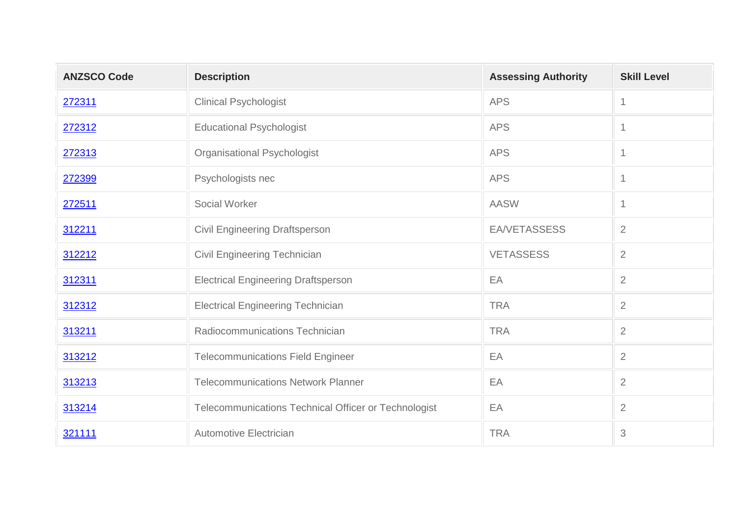| ANZSCO Code | Description | Assessing Authority | Skill Level |
|---|---|---|---|
| 272311 | Clinical Psychologist | APS | 1 |
| 272312 | Educational Psychologist | APS | 1 |
| 272313 | Organisational Psychologist | APS | 1 |
| 272399 | Psychologists nec | APS | 1 |
| 272511 | Social Worker | AASW | 1 |
| 312211 | Civil Engineering Draftsperson | EA/VETASSESS | 2 |
| 312212 | Civil Engineering Technician | VETASSESS | 2 |
| 312311 | Electrical Engineering Draftsperson | EA | 2 |
| 312312 | Electrical Engineering Technician | TRA | 2 |
| 313211 | Radiocommunications Technician | TRA | 2 |
| 313212 | Telecommunications Field Engineer | EA | 2 |
| 313213 | Telecommunications Network Planner | EA | 2 |
| 313214 | Telecommunications Technical Officer or Technologist | EA | 2 |
| 321111 | Automotive Electrician | TRA | 3 |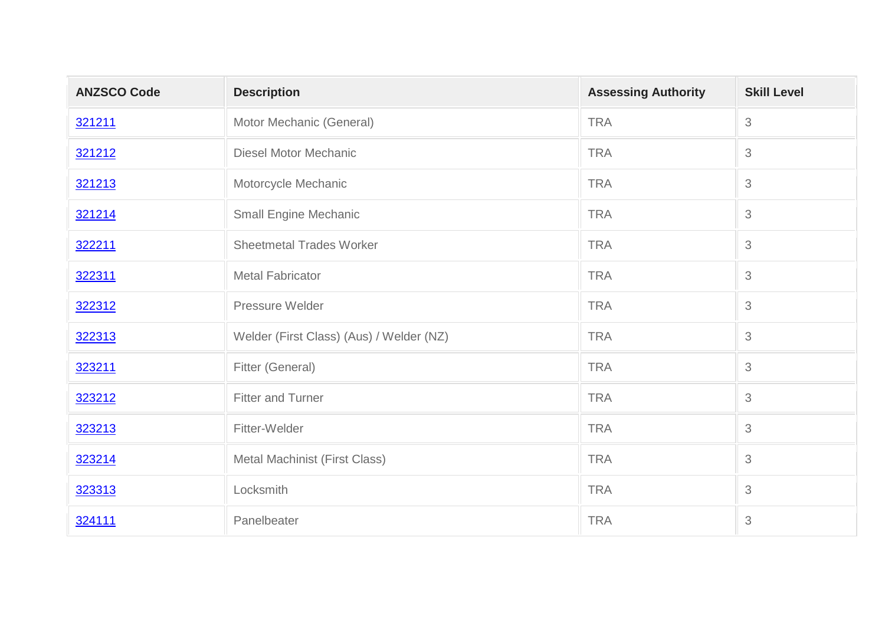| ANZSCO Code | Description | Assessing Authority | Skill Level |
| --- | --- | --- | --- |
| 321211 | Motor Mechanic (General) | TRA | 3 |
| 321212 | Diesel Motor Mechanic | TRA | 3 |
| 321213 | Motorcycle Mechanic | TRA | 3 |
| 321214 | Small Engine Mechanic | TRA | 3 |
| 322211 | Sheetmetal Trades Worker | TRA | 3 |
| 322311 | Metal Fabricator | TRA | 3 |
| 322312 | Pressure Welder | TRA | 3 |
| 322313 | Welder (First Class) (Aus) / Welder (NZ) | TRA | 3 |
| 323211 | Fitter (General) | TRA | 3 |
| 323212 | Fitter and Turner | TRA | 3 |
| 323213 | Fitter-Welder | TRA | 3 |
| 323214 | Metal Machinist (First Class) | TRA | 3 |
| 323313 | Locksmith | TRA | 3 |
| 324111 | Panelbeater | TRA | 3 |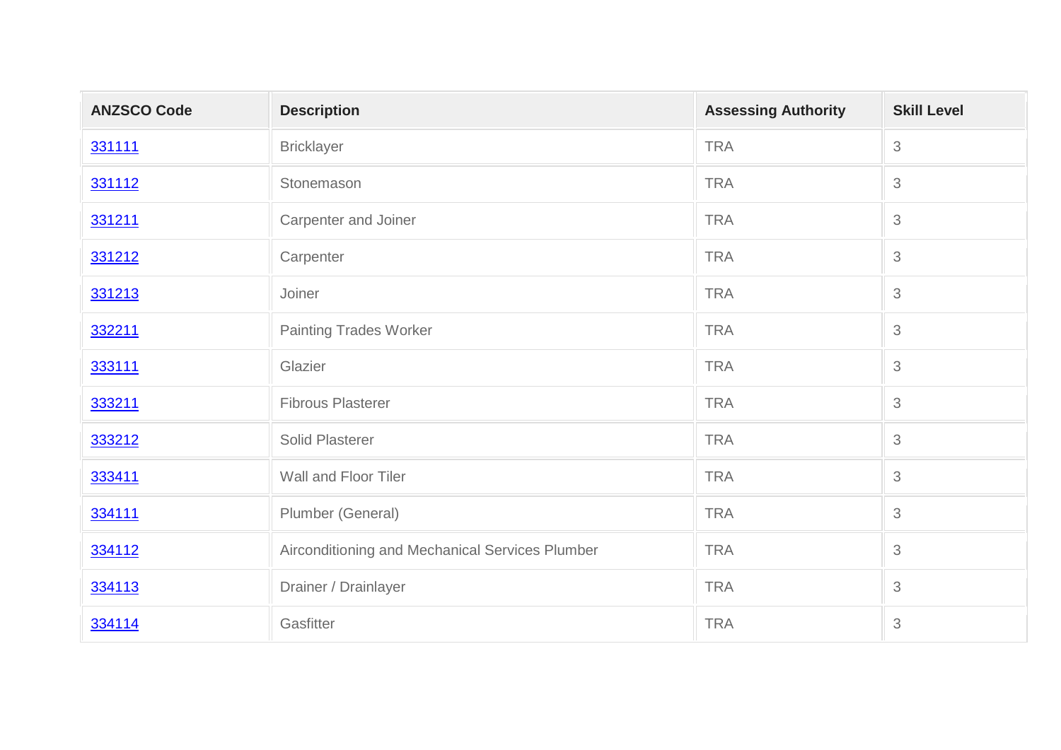| ANZSCO Code | Description | Assessing Authority | Skill Level |
|---|---|---|---|
| 331111 | Bricklayer | TRA | 3 |
| 331112 | Stonemason | TRA | 3 |
| 331211 | Carpenter and Joiner | TRA | 3 |
| 331212 | Carpenter | TRA | 3 |
| 331213 | Joiner | TRA | 3 |
| 332211 | Painting Trades Worker | TRA | 3 |
| 333111 | Glazier | TRA | 3 |
| 333211 | Fibrous Plasterer | TRA | 3 |
| 333212 | Solid Plasterer | TRA | 3 |
| 333411 | Wall and Floor Tiler | TRA | 3 |
| 334111 | Plumber (General) | TRA | 3 |
| 334112 | Airconditioning and Mechanical Services Plumber | TRA | 3 |
| 334113 | Drainer / Drainlayer | TRA | 3 |
| 334114 | Gasfitter | TRA | 3 |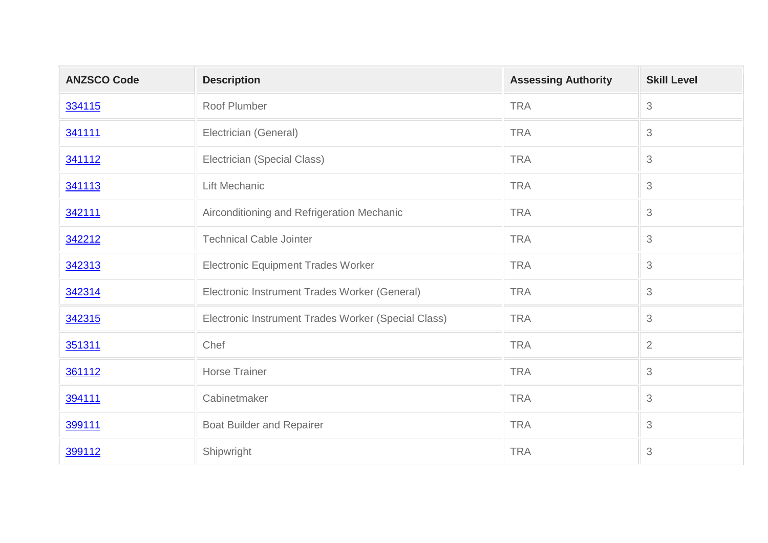| ANZSCO Code | Description | Assessing Authority | Skill Level |
| --- | --- | --- | --- |
| 334115 | Roof Plumber | TRA | 3 |
| 341111 | Electrician (General) | TRA | 3 |
| 341112 | Electrician (Special Class) | TRA | 3 |
| 341113 | Lift Mechanic | TRA | 3 |
| 342111 | Airconditioning and Refrigeration Mechanic | TRA | 3 |
| 342212 | Technical Cable Jointer | TRA | 3 |
| 342313 | Electronic Equipment Trades Worker | TRA | 3 |
| 342314 | Electronic Instrument Trades Worker (General) | TRA | 3 |
| 342315 | Electronic Instrument Trades Worker (Special Class) | TRA | 3 |
| 351311 | Chef | TRA | 2 |
| 361112 | Horse Trainer | TRA | 3 |
| 394111 | Cabinetmaker | TRA | 3 |
| 399111 | Boat Builder and Repairer | TRA | 3 |
| 399112 | Shipwright | TRA | 3 |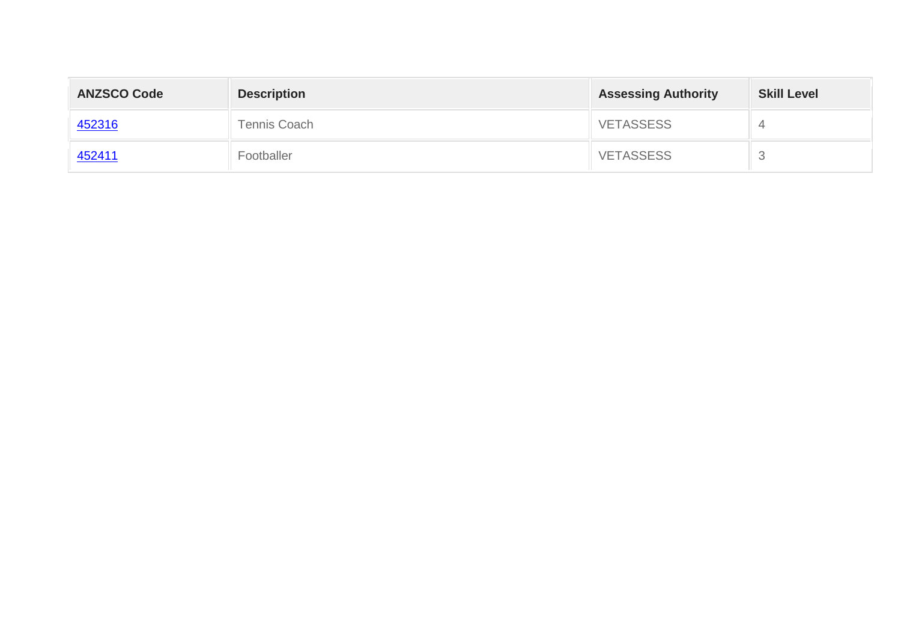| ANZSCO Code | Description | Assessing Authority | Skill Level |
| --- | --- | --- | --- |
| 452316 | Tennis Coach | VETASSESS | 4 |
| 452411 | Footballer | VETASSESS | 3 |